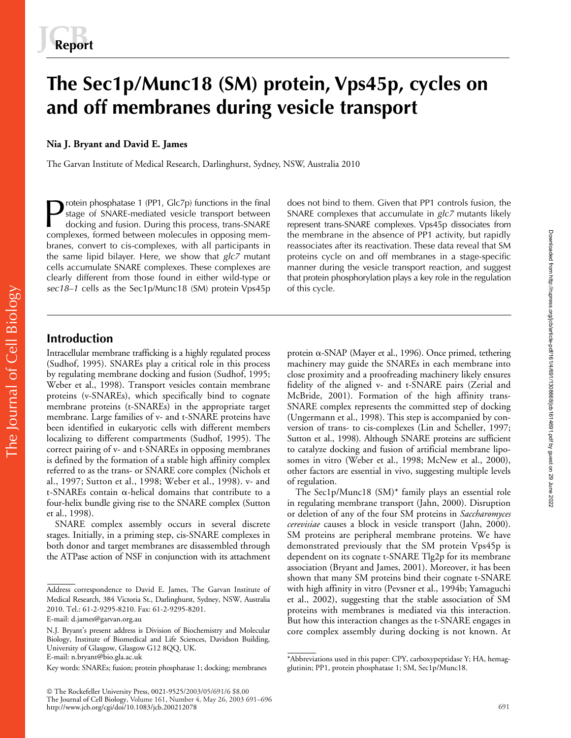Report

# The Sec1p/Munc18 (SM) protein, Vps45p, cycles on and off membranes during vesicle transport

**Nia J. Bryant and David E. James**

The Garvan Institute of Medical Research, Darlinghurst, Sydney, NSW, Australia 2010

Protein phosphatase 1 (PP1, Glc7p) functions in the final stage of SNARE-mediated vesicle transport between docking and fusion. During this process, trans-SNARE complexes, formed between molecules in opposing membranes, convert to cis-complexes, with all participants in the same lipid bilayer. Here, we show that *glc7* mutant cells accumulate SNARE complexes. These complexes are clearly different from those found in either wild-type or *sec18–1* cells as the Sec1p/Munc18 (SM) protein Vps45p does not bind to them. Given that PP1 controls fusion, the SNARE complexes that accumulate in *glc7* mutants likely represent trans-SNARE complexes. Vps45p dissociates from the membrane in the absence of PP1 activity, but rapidly reassociates after its reactivation. These data reveal that SM proteins cycle on and off membranes in a stage-specific manner during the vesicle transport reaction, and suggest that protein phosphorylation plays a key role in the regulation of this cycle.

## Introduction

Intracellular membrane trafficking is a highly regulated process (Sudhof, 1995). SNAREs play a critical role in this process by regulating membrane docking and fusion (Sudhof, 1995; Weber et al., 1998). Transport vesicles contain membrane proteins (v-SNAREs), which specifically bind to cognate membrane proteins (t-SNAREs) in the appropriate target membrane. Large families of v- and t-SNARE proteins have been identified in eukaryotic cells with different members localizing to different compartments (Sudhof, 1995). The correct pairing of v- and t-SNAREs in opposing membranes is defined by the formation of a stable high affinity complex referred to as the trans- or SNARE core complex (Nichols et al., 1997; Sutton et al., 1998; Weber et al., 1998). v- and t-SNAREs contain α-helical domains that contribute to a four-helix bundle giving rise to the SNARE complex (Sutton et al., 1998).

SNARE complex assembly occurs in several discrete stages. Initially, in a priming step, cis-SNARE complexes in both donor and target membranes are disassembled through the ATPase action of NSF in conjunction with its attachment protein α-SNAP (Mayer et al., 1996). Once primed, tethering machinery may guide the SNAREs in each membrane into close proximity and a proofreading machinery likely ensures fidelity of the aligned v- and t-SNARE pairs (Zerial and McBride, 2001). Formation of the high affinity trans-SNARE complex represents the committed step of docking (Ungermann et al., 1998). This step is accompanied by conversion of trans- to cis-complexes (Lin and Scheller, 1997; Sutton et al., 1998). Although SNARE proteins are sufficient to catalyze docking and fusion of artificial membrane liposomes in vitro (Weber et al., 1998; McNew et al., 2000), other factors are essential in vivo, suggesting multiple levels of regulation.

The Sec1p/Munc18 (SM)* family plays an essential role in regulating membrane transport (Jahn, 2000). Disruption or deletion of any of the four SM proteins in *Saccharomyces cerevisiae* causes a block in vesicle transport (Jahn, 2000). SM proteins are peripheral membrane proteins. We have demonstrated previously that the SM protein Vps45p is dependent on its cognate t-SNARE Tlg2p for its membrane association (Bryant and James, 2001). Moreover, it has been shown that many SM proteins bind their cognate t-SNARE with high affinity in vitro (Pevsner et al., 1994b; Yamaguchi et al., 2002), suggesting that the stable association of SM proteins with membranes is mediated via this interaction. But how this interaction changes as the t-SNARE engages in core complex assembly during docking is not known. At

Address correspondence to David E. James, The Garvan Institute of Medical Research, 384 Victoria St., Darlinghurst, Sydney, NSW, Australia 2010. Tel.: 61-2-9295-8210. Fax: 61-2-9295-8201.
E-mail: d.james@garvan.org.au

N.J. Bryant's present address is Division of Biochemistry and Molecular Biology, Institute of Biomedical and Life Sciences, Davidson Building, University of Glasgow, Glasgow G12 8QQ, UK.
E-mail: n.bryant@bio.gla.ac.uk

Key words: SNAREs; fusion; protein phosphatase 1; docking; membranes

*Abbreviations used in this paper: CPY, carboxypeptidase Y; HA, hemagglutinin; PP1, protein phosphatase 1; SM, Sec1p/Munc18.

© The Rockefeller University Press, 0021-9525/2003/05/691/6 $8.00
http://www.jcb.org/cgi/doi/10.1083/jcb.200212078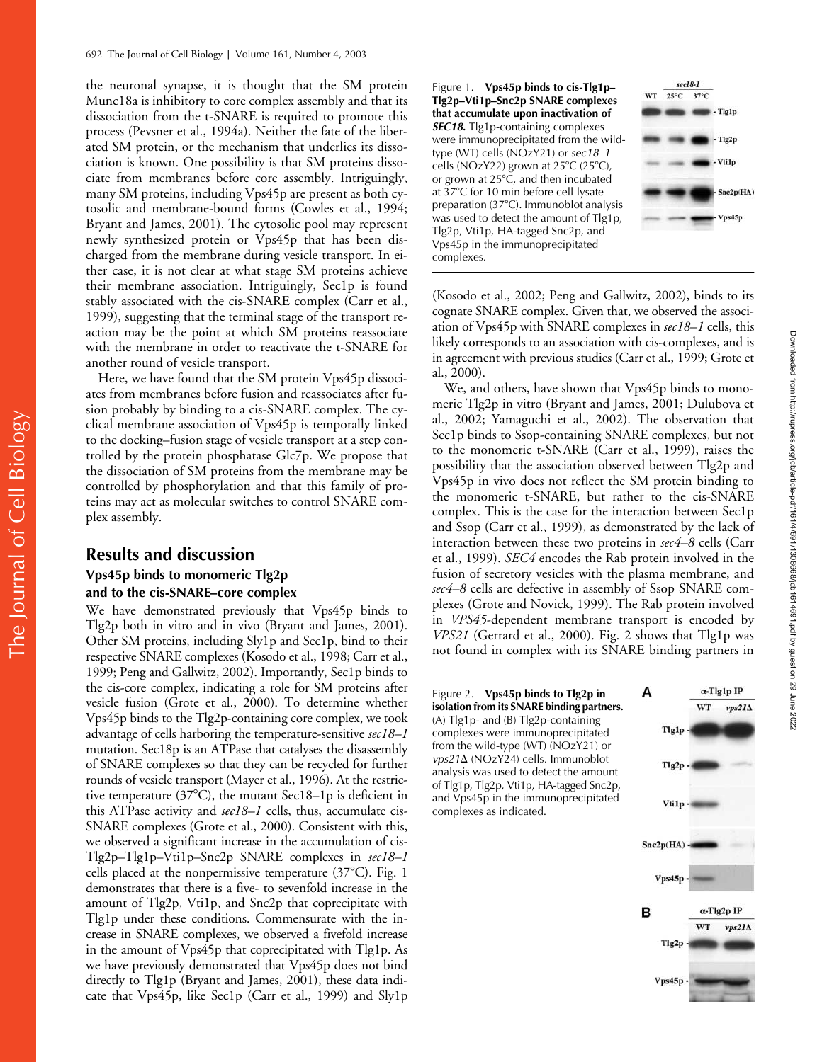the neuronal synapse, it is thought that the SM protein Munc18a is inhibitory to core complex assembly and that its dissociation from the t-SNARE is required to promote this process (Pevsner et al., 1994a). Neither the fate of the liberated SM protein, or the mechanism that underlies its dissociation is known. One possibility is that SM proteins dissociate from membranes before core assembly. Intriguingly, many SM proteins, including Vps45p are present as both cytosolic and membrane-bound forms (Cowles et al., 1994; Bryant and James, 2001). The cytosolic pool may represent newly synthesized protein or Vps45p that has been discharged from the membrane during vesicle transport. In either case, it is not clear at what stage SM proteins achieve their membrane association. Intriguingly, Sec1p is found stably associated with the cis-SNARE complex (Carr et al., 1999), suggesting that the terminal stage of the transport reaction may be the point at which SM proteins reassociate with the membrane in order to reactivate the t-SNARE for another round of vesicle transport.

Here, we have found that the SM protein Vps45p dissociates from membranes before fusion and reassociates after fusion probably by binding to a cis-SNARE complex. The cyclical membrane association of Vps45p is temporally linked to the docking–fusion stage of vesicle transport at a step controlled by the protein phosphatase Glc7p. We propose that the dissociation of SM proteins from the membrane may be controlled by phosphorylation and that this family of proteins may act as molecular switches to control SNARE complex assembly.

## Results and discussion

### Vps45p binds to monomeric Tlg2p and to the cis-SNARE–core complex

We have demonstrated previously that Vps45p binds to Tlg2p both in vitro and in vivo (Bryant and James, 2001). Other SM proteins, including Sly1p and Sec1p, bind to their respective SNARE complexes (Kosodo et al., 1998; Carr et al., 1999; Peng and Gallwitz, 2002). Importantly, Sec1p binds to the cis-core complex, indicating a role for SM proteins after vesicle fusion (Grote et al., 2000). To determine whether Vps45p binds to the Tlg2p-containing core complex, we took advantage of cells harboring the temperature-sensitive *sec18–1* mutation. Sec18p is an ATPase that catalyses the disassembly of SNARE complexes so that they can be recycled for further rounds of vesicle transport (Mayer et al., 1996). At the restrictive temperature (37°C), the mutant Sec18–1p is deficient in this ATPase activity and *sec18–1* cells, thus, accumulate cis-SNARE complexes (Grote et al., 2000). Consistent with this, we observed a significant increase in the accumulation of cis-Tlg2p–Tlg1p–Vti1p–Snc2p SNARE complexes in *sec18–1* cells placed at the nonpermissive temperature (37°C). Fig. 1 demonstrates that there is a five- to sevenfold increase in the amount of Tlg2p, Vti1p, and Snc2p that coprecipitate with Tlg1p under these conditions. Commensurate with the increase in SNARE complexes, we observed a fivefold increase in the amount of Vps45p that coprecipitated with Tlg1p. As we have previously demonstrated that Vps45p does not bind directly to Tlg1p (Bryant and James, 2001), these data indicate that Vps45p, like Sec1p (Carr et al., 1999) and Sly1p (Kosodo et al., 2002; Peng and Gallwitz, 2002), binds to its cognate SNARE complex. Given that, we observed the association of Vps45p with SNARE complexes in *sec18–1* cells, this likely corresponds to an association with cis-complexes, and is in agreement with previous studies (Carr et al., 1999; Grote et al., 2000).

**Figure 1. Vps45p binds to cis-Tlg1p–Tlg2p–Vti1p–Snc2p SNARE complexes that accumulate upon inactivation of *SEC18*.** Tlg1p-containing complexes were immunoprecipitated from the wild-type (WT) cells (NOzY21) or *sec18–1* cells (NOzY22) grown at 25°C (25°C), or grown at 25°C, and then incubated at 37°C for 10 min before cell lysate preparation (37°C). Immunoblot analysis was used to detect the amount of Tlg1p, Tlg2p, Vti1p, HA-tagged Snc2p, and Vps45p in the immunoprecipitated complexes.

We, and others, have shown that Vps45p binds to monomeric Tlg2p in vitro (Bryant and James, 2001; Dulubova et al., 2002; Yamaguchi et al., 2002). The observation that Sec1p binds to Ssop-containing SNARE complexes, but not to the monomeric t-SNARE (Carr et al., 1999), raises the possibility that the association observed between Tlg2p and Vps45p in vivo does not reflect the SM protein binding to the monomeric t-SNARE, but rather to the cis-SNARE complex. This is the case for the interaction between Sec1p and Ssop (Carr et al., 1999), as demonstrated by the lack of interaction between these two proteins in *sec4–8* cells (Carr et al., 1999). *SEC4* encodes the Rab protein involved in the fusion of secretory vesicles with the plasma membrane, and *sec4–8* cells are defective in assembly of Ssop SNARE complexes (Grote and Novick, 1999). The Rab protein involved in *VPS45*-dependent membrane transport is encoded by *VPS21* (Gerrard et al., 2000). Fig. 2 shows that Tlg1p was not found in complex with its SNARE binding partners in

**Figure 2. Vps45p binds to Tlg2p in isolation from its SNARE binding partners.** (A) Tlg1p- and (B) Tlg2p-containing complexes were immunoprecipitated from the wild-type (WT) (NOzY21) or *vps21Δ* (NOzY24) cells. Immunoblot analysis was used to detect the amount of Tlg1p, Tlg2p, Vti1p, HA-tagged Snc2p, and Vps45p in the immunoprecipitated complexes as indicated.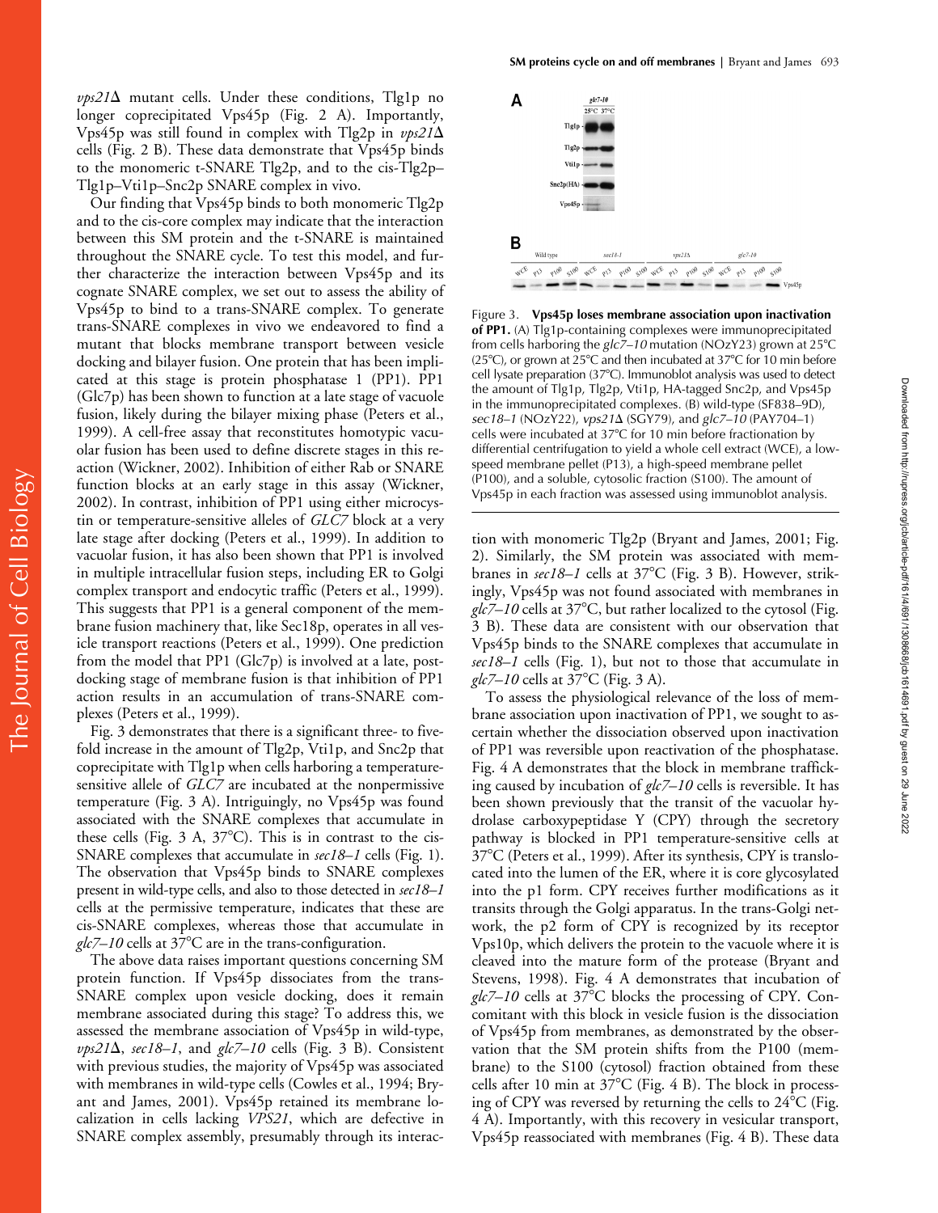*vps21*Δ mutant cells. Under these conditions, Tlg1p no longer coprecipitated Vps45p (Fig. 2 A). Importantly, Vps45p was still found in complex with Tlg2p in *vps21*Δ cells (Fig. 2 B). These data demonstrate that Vps45p binds to the monomeric t-SNARE Tlg2p, and to the cis-Tlg2p–Tlg1p–Vti1p–Snc2p SNARE complex in vivo.

Our finding that Vps45p binds to both monomeric Tlg2p and to the cis-core complex may indicate that the interaction between this SM protein and the t-SNARE is maintained throughout the SNARE cycle. To test this model, and further characterize the interaction between Vps45p and its cognate SNARE complex, we set out to assess the ability of Vps45p to bind to a trans-SNARE complex. To generate trans-SNARE complexes in vivo we endeavored to find a mutant that blocks membrane transport between vesicle docking and bilayer fusion. One protein that has been implicated at this stage is protein phosphatase 1 (PP1). PP1 (Glc7p) has been shown to function at a late stage of vacuole fusion, likely during the bilayer mixing phase (Peters et al., 1999). A cell-free assay that reconstitutes homotypic vacuolar fusion has been used to define discrete stages in this reaction (Wickner, 2002). Inhibition of either Rab or SNARE function blocks at an early stage in this assay (Wickner, 2002). In contrast, inhibition of PP1 using either microcystin or temperature-sensitive alleles of *GLC7* block at a very late stage after docking (Peters et al., 1999). In addition to vacuolar fusion, it has also been shown that PP1 is involved in multiple intracellular fusion steps, including ER to Golgi complex transport and endocytic traffic (Peters et al., 1999). This suggests that PP1 is a general component of the membrane fusion machinery that, like Sec18p, operates in all vesicle transport reactions (Peters et al., 1999). One prediction from the model that PP1 (Glc7p) is involved at a late, post-docking stage of membrane fusion is that inhibition of PP1 action results in an accumulation of trans-SNARE complexes (Peters et al., 1999).

Fig. 3 demonstrates that there is a significant three- to fivefold increase in the amount of Tlg2p, Vti1p, and Snc2p that coprecipitate with Tlg1p when cells harboring a temperature-sensitive allele of *GLC7* are incubated at the nonpermissive temperature (Fig. 3 A). Intriguingly, no Vps45p was found associated with the SNARE complexes that accumulate in these cells (Fig. 3 A, 37°C). This is in contrast to the cis-SNARE complexes that accumulate in *sec18–1* cells (Fig. 1). The observation that Vps45p binds to SNARE complexes present in wild-type cells, and also to those detected in *sec18–1* cells at the permissive temperature, indicates that these are cis-SNARE complexes, whereas those that accumulate in *glc7–10* cells at 37°C are in the trans-configuration.

The above data raises important questions concerning SM protein function. If Vps45p dissociates from the trans-SNARE complex upon vesicle docking, does it remain membrane associated during this stage? To address this, we assessed the membrane association of Vps45p in wild-type, *vps21*Δ, *sec18–1*, and *glc7–10* cells (Fig. 3 B). Consistent with previous studies, the majority of Vps45p was associated with membranes in wild-type cells (Cowles et al., 1994; Bryant and James, 2001). Vps45p retained its membrane localization in cells lacking *VPS21*, which are defective in SNARE complex assembly, presumably through its interaction with monomeric Tlg2p (Bryant and James, 2001; Fig. 2). Similarly, the SM protein was associated with membranes in *sec18–1* cells at 37°C (Fig. 3 B). However, strikingly, Vps45p was not found associated with membranes in *glc7–10* cells at 37°C, but rather localized to the cytosol (Fig. 3 B). These data are consistent with our observation that Vps45p binds to the SNARE complexes that accumulate in *sec18–1* cells (Fig. 1), but not to those that accumulate in *glc7–10* cells at 37°C (Fig. 3 A).

**Figure 3. Vps45p loses membrane association upon inactivation of PP1.** (A) Tlg1p-containing complexes were immunoprecipitated from cells harboring the *glc7–10* mutation (NOzY23) grown at 25°C (25°C), or grown at 25°C and then incubated at 37°C for 10 min before cell lysate preparation (37°C). Immunoblot analysis was used to detect the amount of Tlg1p, Tlg2p, Vti1p, HA-tagged Snc2p, and Vps45p in the immunoprecipitated complexes. (B) wild-type (SF838–9D), *sec18–1* (NOzY22), *vps21*Δ (SGY79), and *glc7–10* (PAY704–1) cells were incubated at 37°C for 10 min before fractionation by differential centrifugation to yield a whole cell extract (WCE), a low-speed membrane pellet (P13), a high-speed membrane pellet (P100), and a soluble, cytosolic fraction (S100). The amount of Vps45p in each fraction was assessed using immunoblot analysis.

To assess the physiological relevance of the loss of membrane association upon inactivation of PP1, we sought to ascertain whether the dissociation observed upon inactivation of PP1 was reversible upon reactivation of the phosphatase. Fig. 4 A demonstrates that the block in membrane trafficking caused by incubation of *glc7–10* cells is reversible. It has been shown previously that the transit of the vacuolar hydrolase carboxypeptidase Y (CPY) through the secretory pathway is blocked in PP1 temperature-sensitive cells at 37°C (Peters et al., 1999). After its synthesis, CPY is translocated into the lumen of the ER, where it is core glycosylated into the p1 form. CPY receives further modifications as it transits through the Golgi apparatus. In the trans-Golgi network, the p2 form of CPY is recognized by its receptor Vps10p, which delivers the protein to the vacuole where it is cleaved into the mature form of the protease (Bryant and Stevens, 1998). Fig. 4 A demonstrates that incubation of *glc7–10* cells at 37°C blocks the processing of CPY. Concomitant with this block in vesicle fusion is the dissociation of Vps45p from membranes, as demonstrated by the observation that the SM protein shifts from the P100 (membrane) to the S100 (cytosol) fraction obtained from these cells after 10 min at 37°C (Fig. 4 B). The block in processing of CPY was reversed by returning the cells to 24°C (Fig. 4 A). Importantly, with this recovery in vesicular transport, Vps45p reassociated with membranes (Fig. 4 B). These data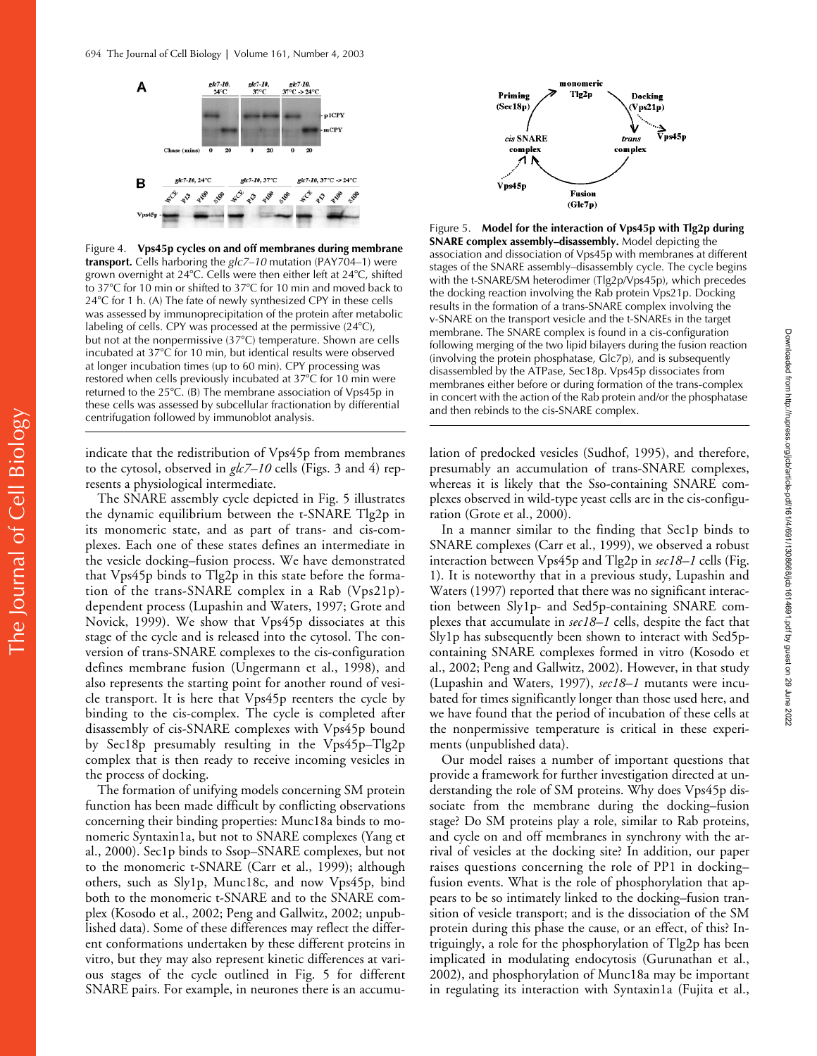Figure 4. **Vps45p cycles on and off membranes during membrane transport.** Cells harboring the *glc7–10* mutation (PAY704–1) were grown overnight at 24°C. Cells were then either left at 24°C, shifted to 37°C for 10 min or shifted to 37°C for 10 min and moved back to 24°C for 1 h. (A) The fate of newly synthesized CPY in these cells was assessed by immunoprecipitation of the protein after metabolic labeling of cells. CPY was processed at the permissive (24°C), but not at the nonpermissive (37°C) temperature. Shown are cells incubated at 37°C for 10 min, but identical results were observed at longer incubation times (up to 60 min). CPY processing was restored when cells previously incubated at 37°C for 10 min were returned to the 25°C. (B) The membrane association of Vps45p in these cells was assessed by subcellular fractionation by differential centrifugation followed by immunoblot analysis.

Figure 5. **Model for the interaction of Vps45p with Tlg2p during SNARE complex assembly–disassembly.** Model depicting the association and dissociation of Vps45p with membranes at different stages of the SNARE assembly–disassembly cycle. The cycle begins with the t-SNARE/SM heterodimer (Tlg2p/Vps45p), which precedes the docking reaction involving the Rab protein Vps21p. Docking results in the formation of a trans-SNARE complex involving the v-SNARE on the transport vesicle and the t-SNAREs in the target membrane. The SNARE complex is found in a cis-configuration following merging of the two lipid bilayers during the fusion reaction (involving the protein phosphatase, Glc7p), and is subsequently disassembled by the ATPase, Sec18p. Vps45p dissociates from membranes either before or during formation of the trans-complex in concert with the action of the Rab protein and/or the phosphatase and then rebinds to the cis-SNARE complex.

indicate that the redistribution of Vps45p from membranes to the cytosol, observed in *glc7–10* cells (Figs. 3 and 4) represents a physiological intermediate.

The SNARE assembly cycle depicted in Fig. 5 illustrates the dynamic equilibrium between the t-SNARE Tlg2p in its monomeric state, and as part of trans- and cis-complexes. Each one of these states defines an intermediate in the vesicle docking–fusion process. We have demonstrated that Vps45p binds to Tlg2p in this state before the formation of the trans-SNARE complex in a Rab (Vps21p)-dependent process (Lupashin and Waters, 1997; Grote and Novick, 1999). We show that Vps45p dissociates at this stage of the cycle and is released into the cytosol. The conversion of trans-SNARE complexes to the cis-configuration defines membrane fusion (Ungermann et al., 1998), and also represents the starting point for another round of vesicle transport. It is here that Vps45p reenters the cycle by binding to the cis-complex. The cycle is completed after disassembly of cis-SNARE complexes with Vps45p bound by Sec18p presumably resulting in the Vps45p–Tlg2p complex that is then ready to receive incoming vesicles in the process of docking.

The formation of unifying models concerning SM protein function has been made difficult by conflicting observations concerning their binding properties: Munc18a binds to monomeric Syntaxin1a, but not to SNARE complexes (Yang et al., 2000). Sec1p binds to Ssop–SNARE complexes, but not to the monomeric t-SNARE (Carr et al., 1999); although others, such as Sly1p, Munc18c, and now Vps45p, bind both to the monomeric t-SNARE and to the SNARE complex (Kosodo et al., 2002; Peng and Gallwitz, 2002; unpublished data). Some of these differences may reflect the different conformations undertaken by these different proteins in vitro, but they may also represent kinetic differences at various stages of the cycle outlined in Fig. 5 for different SNARE pairs. For example, in neurones there is an accumulation of predocked vesicles (Sudhof, 1995), and therefore, presumably an accumulation of trans-SNARE complexes, whereas it is likely that the Sso-containing SNARE complexes observed in wild-type yeast cells are in the cis-configuration (Grote et al., 2000).

In a manner similar to the finding that Sec1p binds to SNARE complexes (Carr et al., 1999), we observed a robust interaction between Vps45p and Tlg2p in *sec18–1* cells (Fig. 1). It is noteworthy that in a previous study, Lupashin and Waters (1997) reported that there was no significant interaction between Sly1p- and Sed5p-containing SNARE complexes that accumulate in *sec18–1* cells, despite the fact that Sly1p has subsequently been shown to interact with Sed5p-containing SNARE complexes formed in vitro (Kosodo et al., 2002; Peng and Gallwitz, 2002). However, in that study (Lupashin and Waters, 1997), *sec18–1* mutants were incubated for times significantly longer than those used here, and we have found that the period of incubation of these cells at the nonpermissive temperature is critical in these experiments (unpublished data).

Our model raises a number of important questions that provide a framework for further investigation directed at understanding the role of SM proteins. Why does Vps45p dissociate from the membrane during the docking–fusion stage? Do SM proteins play a role, similar to Rab proteins, and cycle on and off membranes in synchrony with the arrival of vesicles at the docking site? In addition, our paper raises questions concerning the role of PP1 in docking–fusion events. What is the role of phosphorylation that appears to be so intimately linked to the docking–fusion transition of vesicle transport; and is the dissociation of the SM protein during this phase the cause, or an effect, of this? Intriguingly, a role for the phosphorylation of Tlg2p has been implicated in modulating endocytosis (Gurunathan et al., 2002), and phosphorylation of Munc18a may be important in regulating its interaction with Syntaxin1a (Fujita et al.,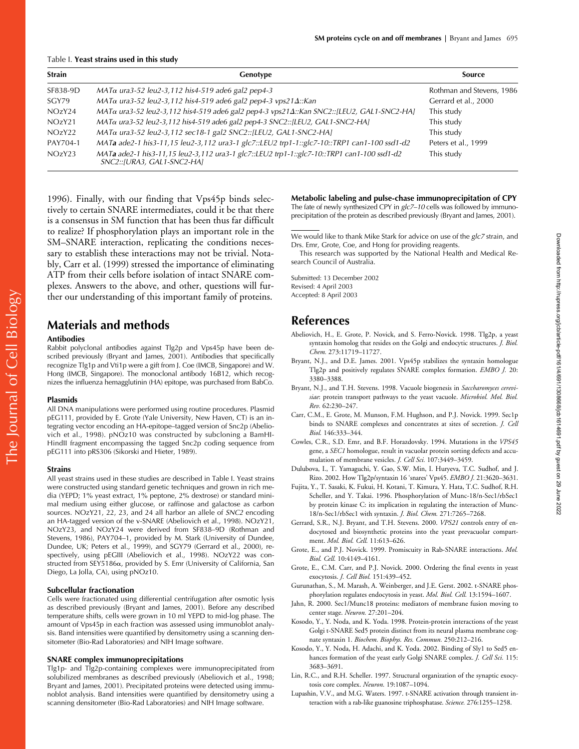Table I. **Yeast strains used in this study**

| Strain | Genotype | Source |
|---|---|---|
| SF838-9D | *MATα ura3-52 leu2-3,112 his4-519 ade6 gal2 pep4-3* | Rothman and Stevens, 1986 |
| SGY79 | *MATα ura3-52 leu2-3,112 his4-519 ade6 gal2 pep4-3 vps21Δ::Kan* | Gerrard et al., 2000 |
| NOzY24 | *MATα ura3-52 leu2-3,112 his4-519 ade6 gal2 pep4-3 vps21Δ::Kan SNC2::[LEU2, GAL1-SNC2-HA]* | This study |
| NOzY21 | *MATα ura3-52 leu2-3,112 his4-519 ade6 gal2 pep4-3 SNC2::[LEU2, GAL1-SNC2-HA]* | This study |
| NOzY22 | *MATα ura3-52 leu2-3,112 sec18-1 gal2 SNC2::[LEU2, GAL1-SNC2-HA]* | This study |
| PAY704-1 | *MAT**a** ade2-1 his3-11,15 leu2-3,112 ura3-1 glc7::LEU2 trp1-1::glc7-10::TRP1 can1-100 ssd1-d2* | Peters et al., 1999 |
| NOzY23 | *MAT**a** ade2-1 his3-11,15 leu2-3,112 ura3-1 glc7::LEU2 trp1-1::glc7-10::TRP1 can1-100 ssd1-d2 SNC2::[URA3, GAL1-SNC2-HA]* | This study |

1996). Finally, with our finding that Vps45p binds selectively to certain SNARE intermediates, could it be that there is a consensus in SM function that has been thus far difficult to realize? If phosphorylation plays an important role in the SM–SNARE interaction, replicating the conditions necessary to establish these interactions may not be trivial. Notably, Carr et al. (1999) stressed the importance of eliminating ATP from their cells before isolation of intact SNARE complexes. Answers to the above, and other, questions will further our understanding of this important family of proteins.

## Materials and methods

### Antibodies

Rabbit polyclonal antibodies against Tlg2p and Vps45p have been described previously (Bryant and James, 2001). Antibodies that specifically recognize Tlg1p and Vti1p were a gift from J. Coe (IMCB, Singapore) and W. Hong (IMCB, Singapore). The monoclonal antibody 16B12, which recognizes the influenza hemagglutinin (HA) epitope, was purchased from BabCo.

### Plasmids

All DNA manipulations were performed using routine procedures. Plasmid pEG111, provided by E. Grote (Yale University, New Haven, CT) is an integrating vector encoding an HA-epitope–tagged version of Snc2p (Abeliovich et al., 1998). pNOz10 was constructed by subcloning a BamHI-HindII fragment encompassing the tagged Snc2p coding sequence from pEG111 into pRS306 (Sikorski and Hieter, 1989).

### Strains

All yeast strains used in these studies are described in Table I. Yeast strains were constructed using standard genetic techniques and grown in rich media (YEPD; 1% yeast extract, 1% peptone, 2% dextrose) or standard minimal medium using either glucose, or raffinose and galactose as carbon sources. NOzY21, 22, 23, and 24 all harbor an allele of *SNC2* encoding an HA-tagged version of the v-SNARE (Abeliovich et al., 1998). NOzY21, NOzY23, and NOzY24 were derived from SF838–9D (Rothman and Stevens, 1986), PAY704–1, provided by M. Stark (University of Dundee, Dundee, UK; Peters et al., 1999), and SGY79 (Gerrard et al., 2000), respectively, using pEGIII (Abeliovich et al., 1998). NOzY22 was constructed from SEY5186α, provided by S. Emr (University of California, San Diego, La Jolla, CA), using pNOz10.

### Subcellular fractionation

Cells were fractionated using differential centrifugation after osmotic lysis as described previously (Bryant and James, 2001). Before any described temperature shifts, cells were grown in 10 ml YEPD to mid-log phase. The amount of Vps45p in each fraction was assessed using immunoblot analysis. Band intensities were quantified by densitometry using a scanning densitometer (Bio-Rad Laboratories) and NIH Image software.

### SNARE complex immunoprecipitations

Tlg1p- and Tlg2p-containing complexes were immunoprecipitated from solubilized membranes as described previously (Abeliovich et al., 1998; Bryant and James, 2001). Precipitated proteins were detected using immunoblot analysis. Band intensities were quantified by densitometry using a scanning densitometer (Bio-Rad Laboratories) and NIH Image software.

### Metabolic labeling and pulse-chase immunoprecipitation of CPY

The fate of newly synthesized CPY in *glc7–10* cells was followed by immunoprecipitation of the protein as described previously (Bryant and James, 2001).

We would like to thank Mike Stark for advice on use of the *glc7* strain, and Drs. Emr, Grote, Coe, and Hong for providing reagents.

This research was supported by the National Health and Medical Research Council of Australia.

Submitted: 13 December 2002
Revised: 4 April 2003
Accepted: 8 April 2003

## References

Abeliovich, H., E. Grote, P. Novick, and S. Ferro-Novick. 1998. Tlg2p, a yeast syntaxin homolog that resides on the Golgi and endocytic structures. *J. Biol. Chem.* 273:11719–11727.

Bryant, N.J., and D.E. James. 2001. Vps45p stabilizes the syntaxin homologue Tlg2p and positively regulates SNARE complex formation. *EMBO J.* 20: 3380–3388.

Bryant, N.J., and T.H. Stevens. 1998. Vacuole biogenesis in *Saccharomyces cerevisiae*: protein transport pathways to the yeast vacuole. *Microbiol. Mol. Biol. Rev.* 62:230–247.

Carr, C.M., E. Grote, M. Munson, F.M. Hughson, and P.J. Novick. 1999. Sec1p binds to SNARE complexes and concentrates at sites of secretion. *J. Cell Biol.* 146:333–344.

Cowles, C.R., S.D. Emr, and B.F. Horazdovsky. 1994. Mutations in the *VPS45* gene, a *SEC1* homologue, result in vacuolar protein sorting defects and accumulation of membrane vesicles. *J. Cell Sci.* 107:3449–3459.

Dulubova, I., T. Yamaguchi, Y. Gao, S.W. Min, I. Huryeva, T.C. Sudhof, and J. Rizo. 2002. How Tlg2p/syntaxin 16 'snares' Vps45. *EMBO J.* 21:3620–3631.

Fujita, Y., T. Sasaki, K. Fukui, H. Kotani, T. Kimura, Y. Hata, T.C. Sudhof, R.H. Scheller, and Y. Takai. 1996. Phosphorylation of Munc-18/n-Sec1/rbSec1 by protein kinase C: its implication in regulating the interaction of Munc-18/n-Sec1/rbSec1 with syntaxin. *J. Biol. Chem.* 271:7265–7268.

Gerrard, S.R., N.J. Bryant, and T.H. Stevens. 2000. *VPS21* controls entry of endocytosed and biosynthetic proteins into the yeast prevacuolar compartment. *Mol. Biol. Cell.* 11:613–626.

Grote, E., and P.J. Novick. 1999. Promiscuity in Rab-SNARE interactions. *Mol. Biol. Cell.* 10:4149–4161.

Grote, E., C.M. Carr, and P.J. Novick. 2000. Ordering the final events in yeast exocytosis. *J. Cell Biol.* 151:439–452.

Gurunathan, S., M. Marash, A. Weinberger, and J.E. Gerst. 2002. t-SNARE phosphorylation regulates endocytosis in yeast. *Mol. Biol. Cell.* 13:1594–1607.

Jahn, R. 2000. Sec1/Munc18 proteins: mediators of membrane fusion moving to center stage. *Neuron.* 27:201–204.

Kosodo, Y., Y. Noda, and K. Yoda. 1998. Protein-protein interactions of the yeast Golgi t-SNARE Sed5 protein distinct from its neural plasma membrane cognate syntaxin 1. *Biochem. Biophys. Res. Commun.* 250:212–216.

Kosodo, Y., Y. Noda, H. Adachi, and K. Yoda. 2002. Binding of Sly1 to Sed5 enhances formation of the yeast early Golgi SNARE complex. *J. Cell Sci.* 115: 3683–3691.

Lin, R.C., and R.H. Scheller. 1997. Structural organization of the synaptic exocytosis core complex. *Neuron.* 19:1087–1094.

Lupashin, V.V., and M.G. Waters. 1997. t-SNARE activation through transient interaction with a rab-like guanosine triphosphatase. *Science.* 276:1255–1258.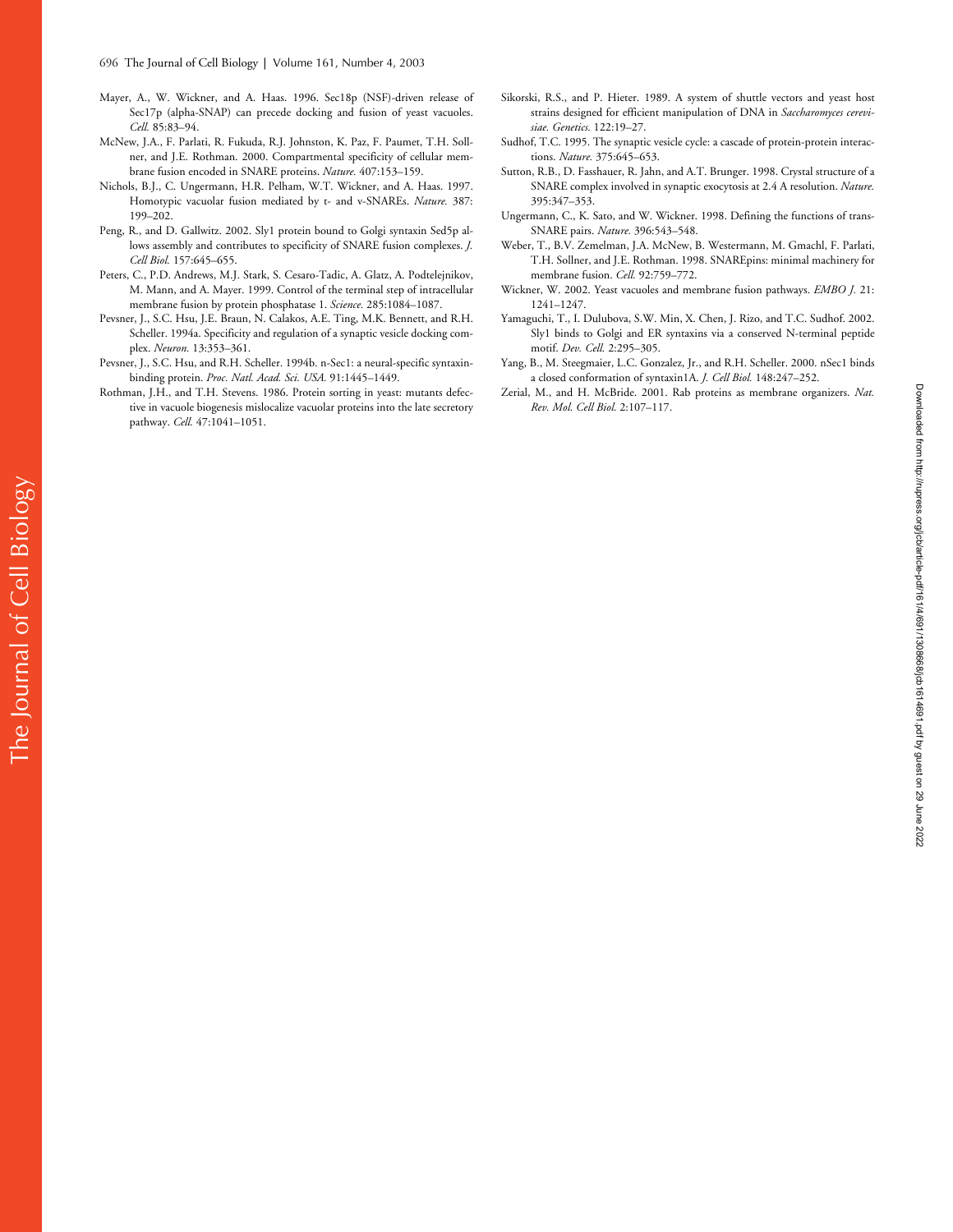Mayer, A., W. Wickner, and A. Haas. 1996. Sec18p (NSF)-driven release of Sec17p (alpha-SNAP) can precede docking and fusion of yeast vacuoles. *Cell.* 85:83–94.

McNew, J.A., F. Parlati, R. Fukuda, R.J. Johnston, K. Paz, F. Paumet, T.H. Sollner, and J.E. Rothman. 2000. Compartmental specificity of cellular membrane fusion encoded in SNARE proteins. *Nature.* 407:153–159.

Nichols, B.J., C. Ungermann, H.R. Pelham, W.T. Wickner, and A. Haas. 1997. Homotypic vacuolar fusion mediated by t- and v-SNAREs. *Nature.* 387:199–202.

Peng, R., and D. Gallwitz. 2002. Sly1 protein bound to Golgi syntaxin Sed5p allows assembly and contributes to specificity of SNARE fusion complexes. *J. Cell Biol.* 157:645–655.

Peters, C., P.D. Andrews, M.J. Stark, S. Cesaro-Tadic, A. Glatz, A. Podtelejnikov, M. Mann, and A. Mayer. 1999. Control of the terminal step of intracellular membrane fusion by protein phosphatase 1. *Science.* 285:1084–1087.

Pevsner, J., S.C. Hsu, J.E. Braun, N. Calakos, A.E. Ting, M.K. Bennett, and R.H. Scheller. 1994a. Specificity and regulation of a synaptic vesicle docking complex. *Neuron.* 13:353–361.

Pevsner, J., S.C. Hsu, and R.H. Scheller. 1994b. n-Sec1: a neural-specific syntaxin-binding protein. *Proc. Natl. Acad. Sci. USA.* 91:1445–1449.

Rothman, J.H., and T.H. Stevens. 1986. Protein sorting in yeast: mutants defective in vacuole biogenesis mislocalize vacuolar proteins into the late secretory pathway. *Cell.* 47:1041–1051.

Sikorski, R.S., and P. Hieter. 1989. A system of shuttle vectors and yeast host strains designed for efficient manipulation of DNA in *Saccharomyces cerevisiae*. *Genetics.* 122:19–27.

Sudhof, T.C. 1995. The synaptic vesicle cycle: a cascade of protein-protein interactions. *Nature.* 375:645–653.

Sutton, R.B., D. Fasshauer, R. Jahn, and A.T. Brunger. 1998. Crystal structure of a SNARE complex involved in synaptic exocytosis at 2.4 A resolution. *Nature.* 395:347–353.

Ungermann, C., K. Sato, and W. Wickner. 1998. Defining the functions of trans-SNARE pairs. *Nature.* 396:543–548.

Weber, T., B.V. Zemelman, J.A. McNew, B. Westermann, M. Gmachl, F. Parlati, T.H. Sollner, and J.E. Rothman. 1998. SNAREpins: minimal machinery for membrane fusion. *Cell.* 92:759–772.

Wickner, W. 2002. Yeast vacuoles and membrane fusion pathways. *EMBO J.* 21:1241–1247.

Yamaguchi, T., I. Dulubova, S.W. Min, X. Chen, J. Rizo, and T.C. Sudhof. 2002. Sly1 binds to Golgi and ER syntaxins via a conserved N-terminal peptide motif. *Dev. Cell.* 2:295–305.

Yang, B., M. Steegmaier, L.C. Gonzalez, Jr., and R.H. Scheller. 2000. nSec1 binds a closed conformation of syntaxin1A. *J. Cell Biol.* 148:247–252.

Zerial, M., and H. McBride. 2001. Rab proteins as membrane organizers. *Nat. Rev. Mol. Cell Biol.* 2:107–117.